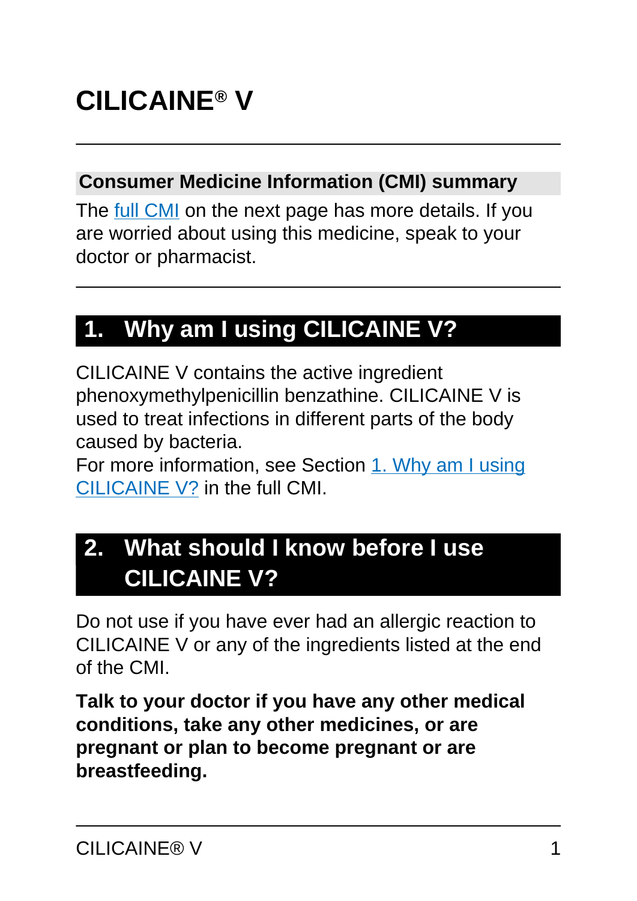# CILICAINE® V

## Consumer Medicine Information (CMI) summary

The full CMI on the next page has more details. If you are worried about using this medicine, speak to your doctor or pharmacist.

## 1. Why am I using CILICAINE V?

CILICAINE V contains the active ingredient phenoxymethylpenicillin benzathine. CILICAINE V is used to treat infections in different parts of the body caused by bacteria.

For more information, see Section 1. Why am I using CILICAINE V? in the full CMI.

## 2. What should I know before I use CILICAINE V?

Do not use if you have ever had an allergic reaction to CILICAINE V or any of the ingredients listed at the end of the CMI.

**Talk to your doctor if you have any other medical conditions, take any other medicines, or are pregnant or plan to become pregnant or are breastfeeding.**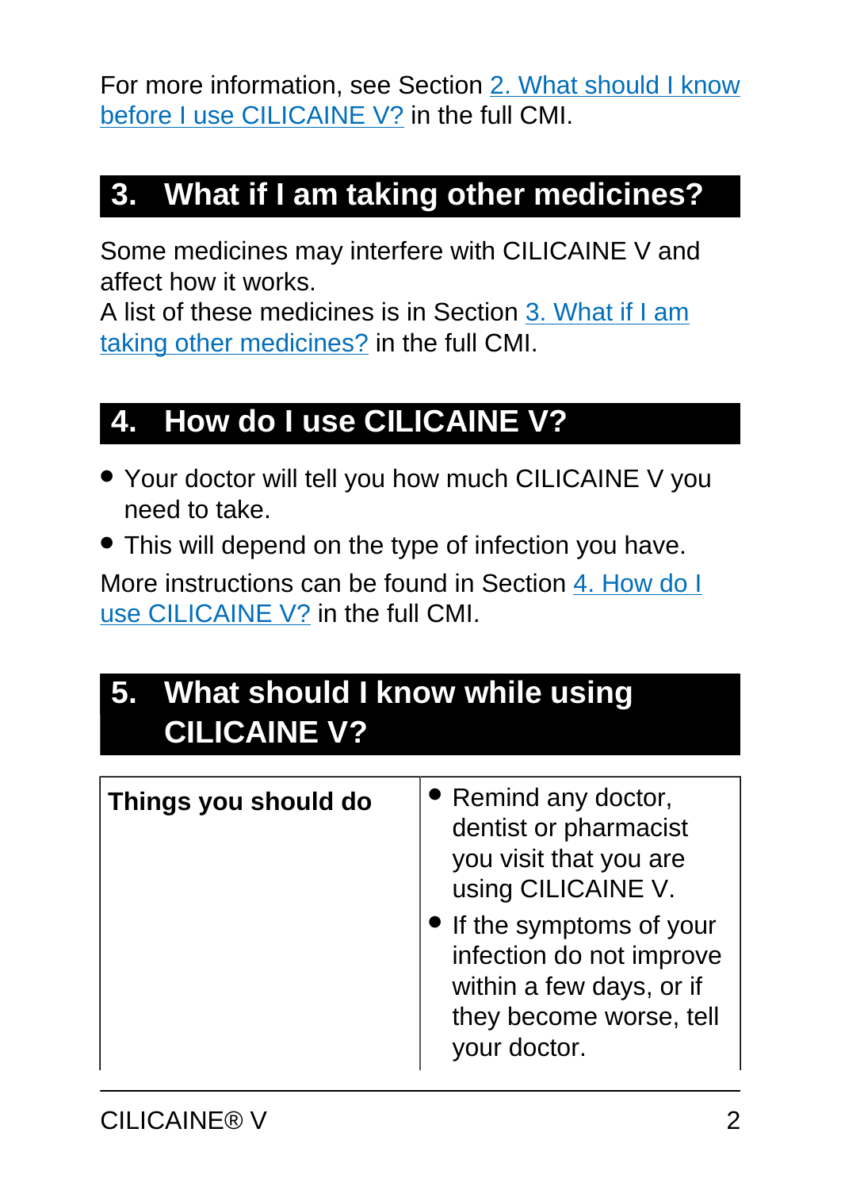For more information, see Section [2. What should I know before I use CILICAINE V?] in the full CMI.

## 3. What if I am taking other medicines?

Some medicines may interfere with CILICAINE V and affect how it works.
A list of these medicines is in Section [3. What if I am taking other medicines?] in the full CMI.

## 4. How do I use CILICAINE V?

- Your doctor will tell you how much CILICAINE V you need to take.
- This will depend on the type of infection you have.

More instructions can be found in Section [4. How do I use CILICAINE V?] in the full CMI.

## 5. What should I know while using CILICAINE V?

| | |
|---|---|
| **Things you should do** | • Remind any doctor, dentist or pharmacist you visit that you are using CILICAINE V.<br>• If the symptoms of your infection do not improve within a few days, or if they become worse, tell your doctor. |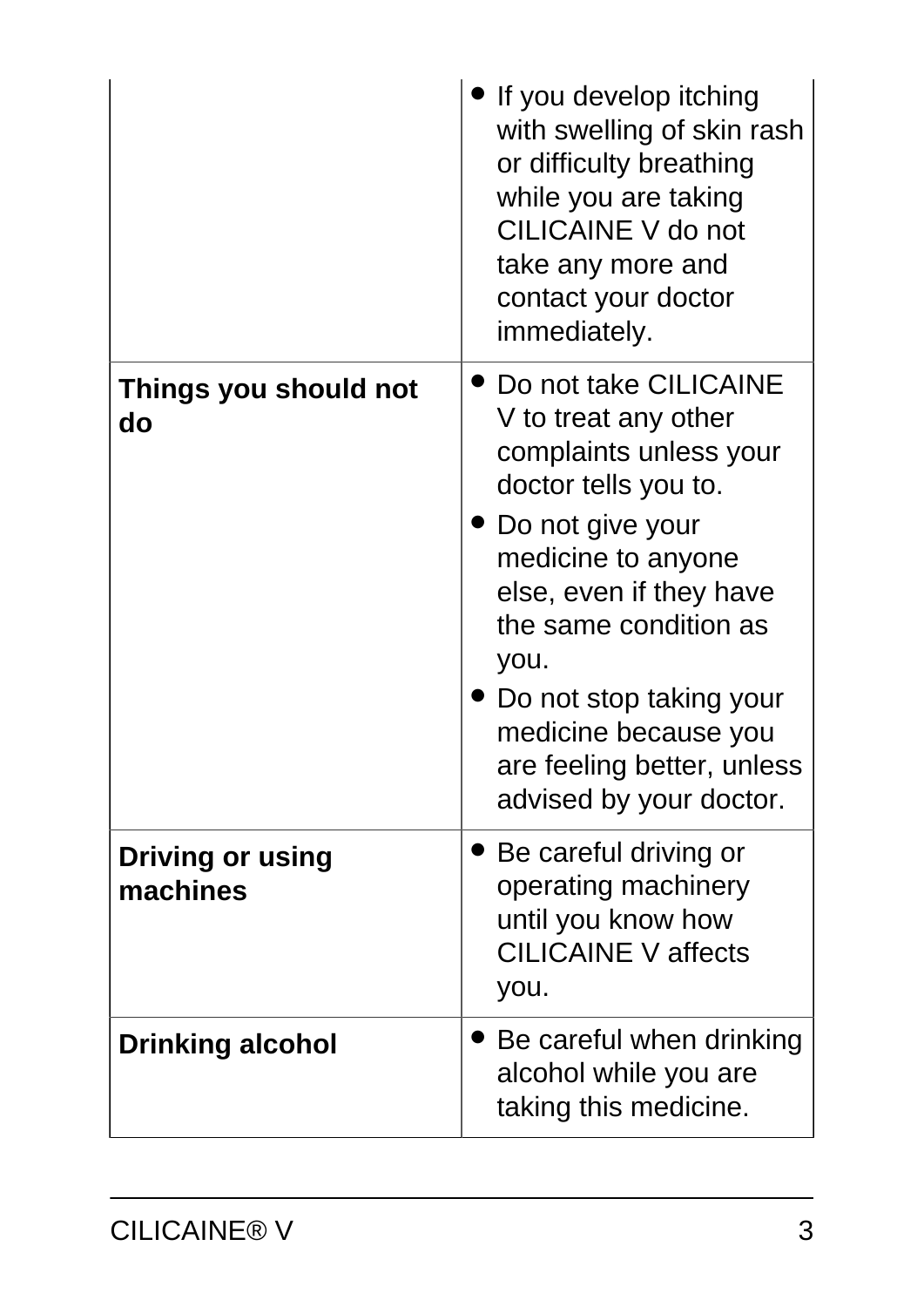| | |
|---|---|
| | • If you develop itching with swelling of skin rash or difficulty breathing while you are taking CILICAINE V do not take any more and contact your doctor immediately. |
| **Things you should not do** | • Do not take CILICAINE V to treat any other complaints unless your doctor tells you to.<br>• Do not give your medicine to anyone else, even if they have the same condition as you.<br>• Do not stop taking your medicine because you are feeling better, unless advised by your doctor. |
| **Driving or using machines** | • Be careful driving or operating machinery until you know how CILICAINE V affects you. |
| **Drinking alcohol** | • Be careful when drinking alcohol while you are taking this medicine. |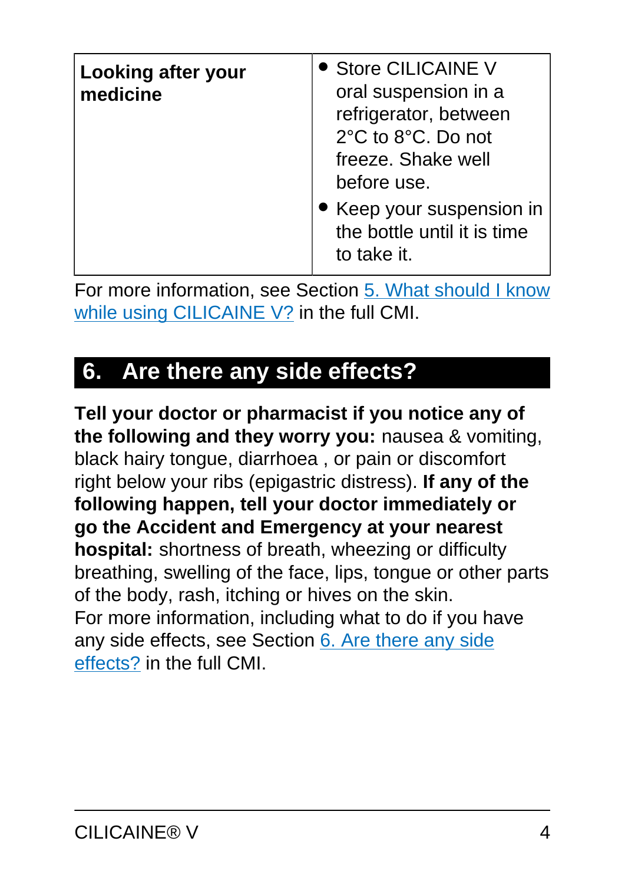| **Looking after your medicine** | • Store CILICAINE V oral suspension in a refrigerator, between 2°C to 8°C. Do not freeze. Shake well before use.<br>• Keep your suspension in the bottle until it is time to take it. |
|---|---|

For more information, see Section 5. What should I know while using CILICAINE V? in the full CMI.

## 6. Are there any side effects?

**Tell your doctor or pharmacist if you notice any of the following and they worry you:** nausea & vomiting, black hairy tongue, diarrhoea , or pain or discomfort right below your ribs (epigastric distress). **If any of the following happen, tell your doctor immediately or go the Accident and Emergency at your nearest hospital:** shortness of breath, wheezing or difficulty breathing, swelling of the face, lips, tongue or other parts of the body, rash, itching or hives on the skin.
For more information, including what to do if you have any side effects, see Section 6. Are there any side effects? in the full CMI.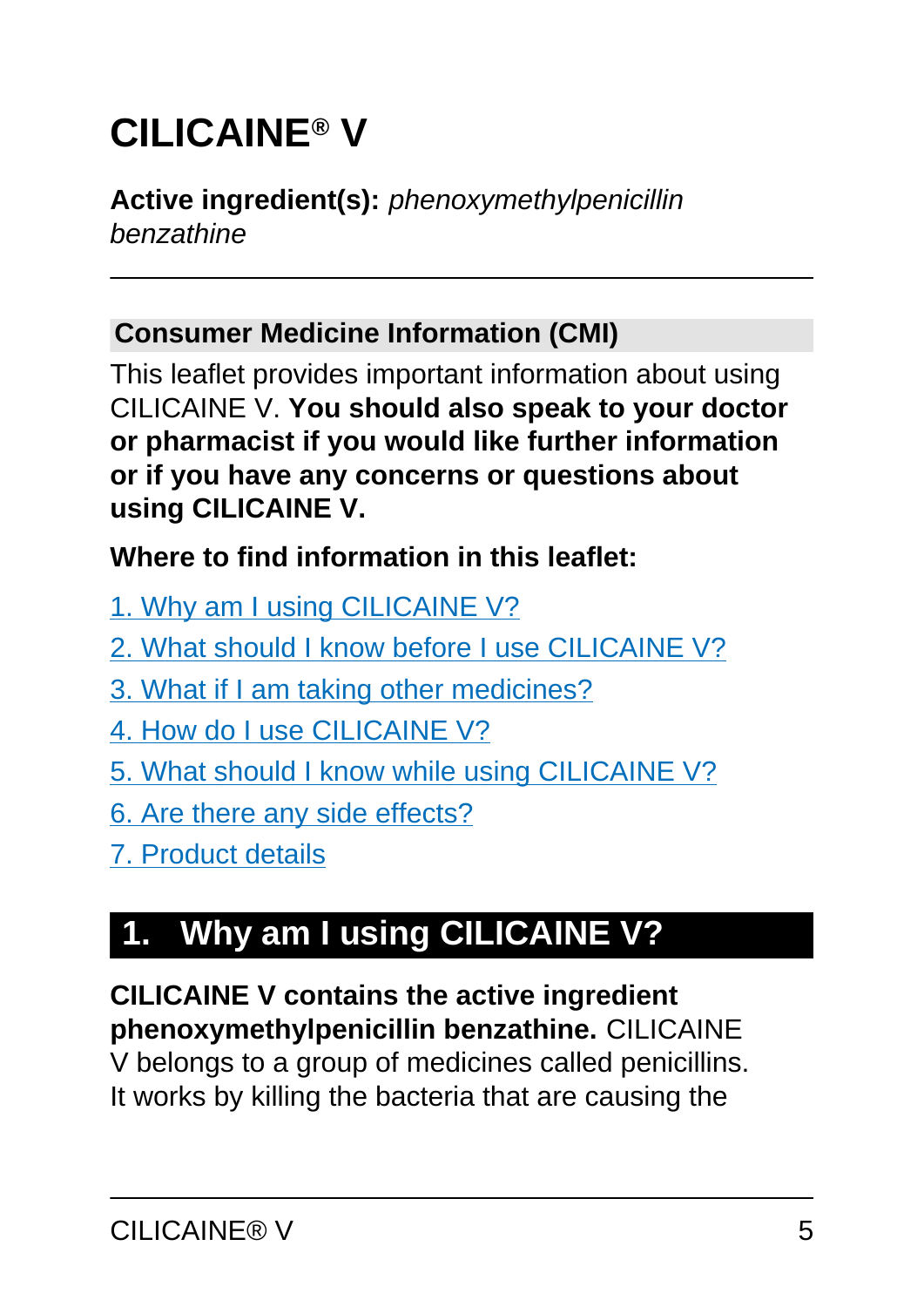# CILICAINE® V

**Active ingredient(s):** *phenoxymethylpenicillin benzathine*

---

## Consumer Medicine Information (CMI)

This leaflet provides important information about using CILICAINE V. **You should also speak to your doctor or pharmacist if you would like further information or if you have any concerns or questions about using CILICAINE V.**

**Where to find information in this leaflet:**

1. Why am I using CILICAINE V?
2. What should I know before I use CILICAINE V?
3. What if I am taking other medicines?
4. How do I use CILICAINE V?
5. What should I know while using CILICAINE V?
6. Are there any side effects?
7. Product details

## 1. Why am I using CILICAINE V?

**CILICAINE V contains the active ingredient phenoxymethylpenicillin benzathine.** CILICAINE V belongs to a group of medicines called penicillins. It works by killing the bacteria that are causing the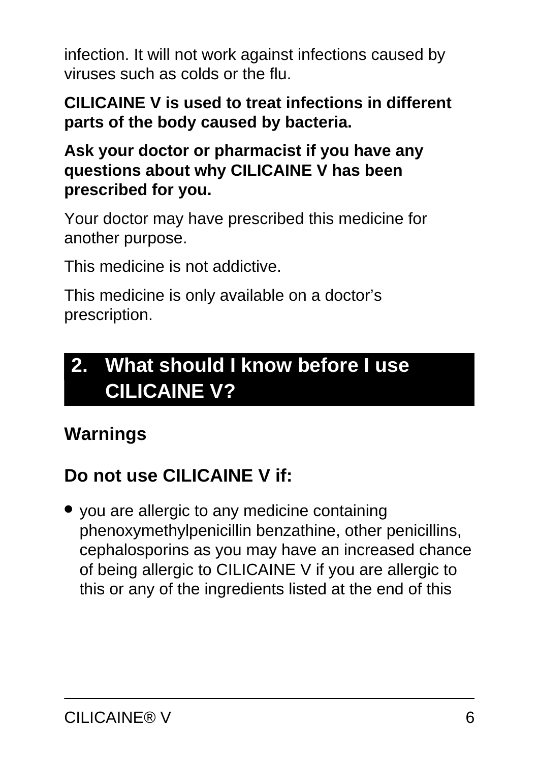infection. It will not work against infections caused by viruses such as colds or the flu.

**CILICAINE V is used to treat infections in different parts of the body caused by bacteria.**

**Ask your doctor or pharmacist if you have any questions about why CILICAINE V has been prescribed for you.**

Your doctor may have prescribed this medicine for another purpose.

This medicine is not addictive.

This medicine is only available on a doctor's prescription.

## 2. What should I know before I use CILICAINE V?

### Warnings

### Do not use CILICAINE V if:

- you are allergic to any medicine containing phenoxymethylpenicillin benzathine, other penicillins, cephalosporins as you may have an increased chance of being allergic to CILICAINE V if you are allergic to this or any of the ingredients listed at the end of this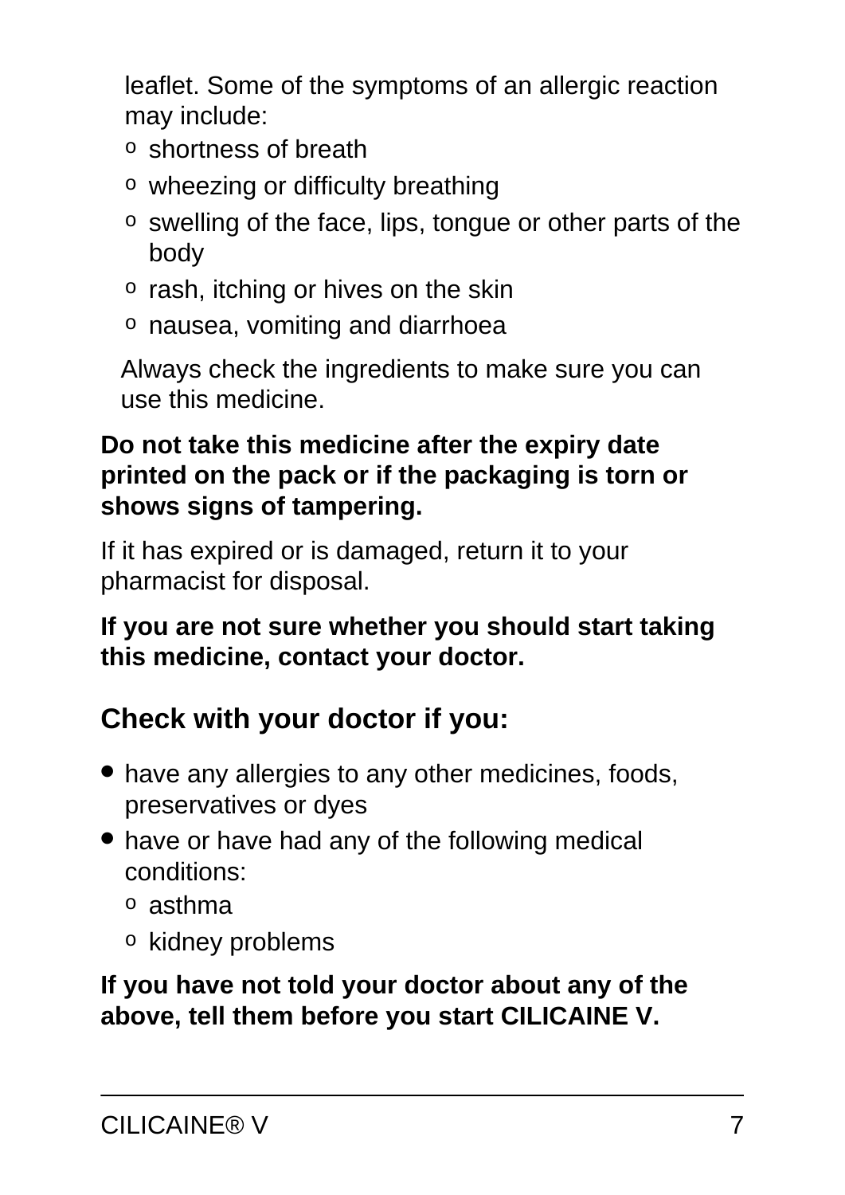leaflet. Some of the symptoms of an allergic reaction may include:

- shortness of breath
- wheezing or difficulty breathing
- swelling of the face, lips, tongue or other parts of the body
- rash, itching or hives on the skin
- nausea, vomiting and diarrhoea

Always check the ingredients to make sure you can use this medicine.

**Do not take this medicine after the expiry date printed on the pack or if the packaging is torn or shows signs of tampering.**

If it has expired or is damaged, return it to your pharmacist for disposal.

**If you are not sure whether you should start taking this medicine, contact your doctor.**

### Check with your doctor if you:

- have any allergies to any other medicines, foods, preservatives or dyes
- have or have had any of the following medical conditions:
  - asthma
  - kidney problems

**If you have not told your doctor about any of the above, tell them before you start CILICAINE V.**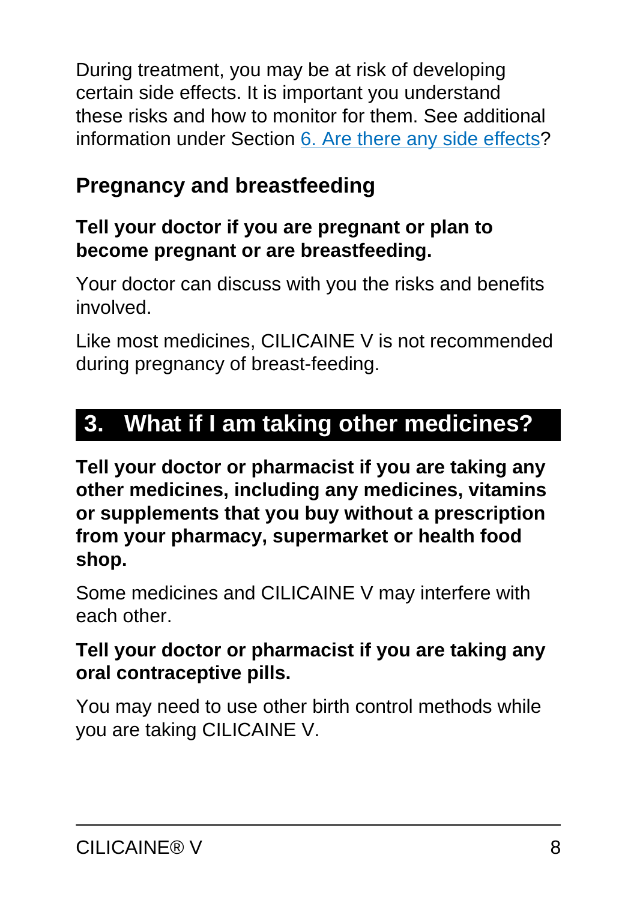During treatment, you may be at risk of developing certain side effects. It is important you understand these risks and how to monitor for them. See additional information under Section 6. Are there any side effects?

### Pregnancy and breastfeeding

**Tell your doctor if you are pregnant or plan to become pregnant or are breastfeeding.**

Your doctor can discuss with you the risks and benefits involved.

Like most medicines, CILICAINE V is not recommended during pregnancy of breast-feeding.

## 3. What if I am taking other medicines?

**Tell your doctor or pharmacist if you are taking any other medicines, including any medicines, vitamins or supplements that you buy without a prescription from your pharmacy, supermarket or health food shop.**

Some medicines and CILICAINE V may interfere with each other.

**Tell your doctor or pharmacist if you are taking any oral contraceptive pills.**

You may need to use other birth control methods while you are taking CILICAINE V.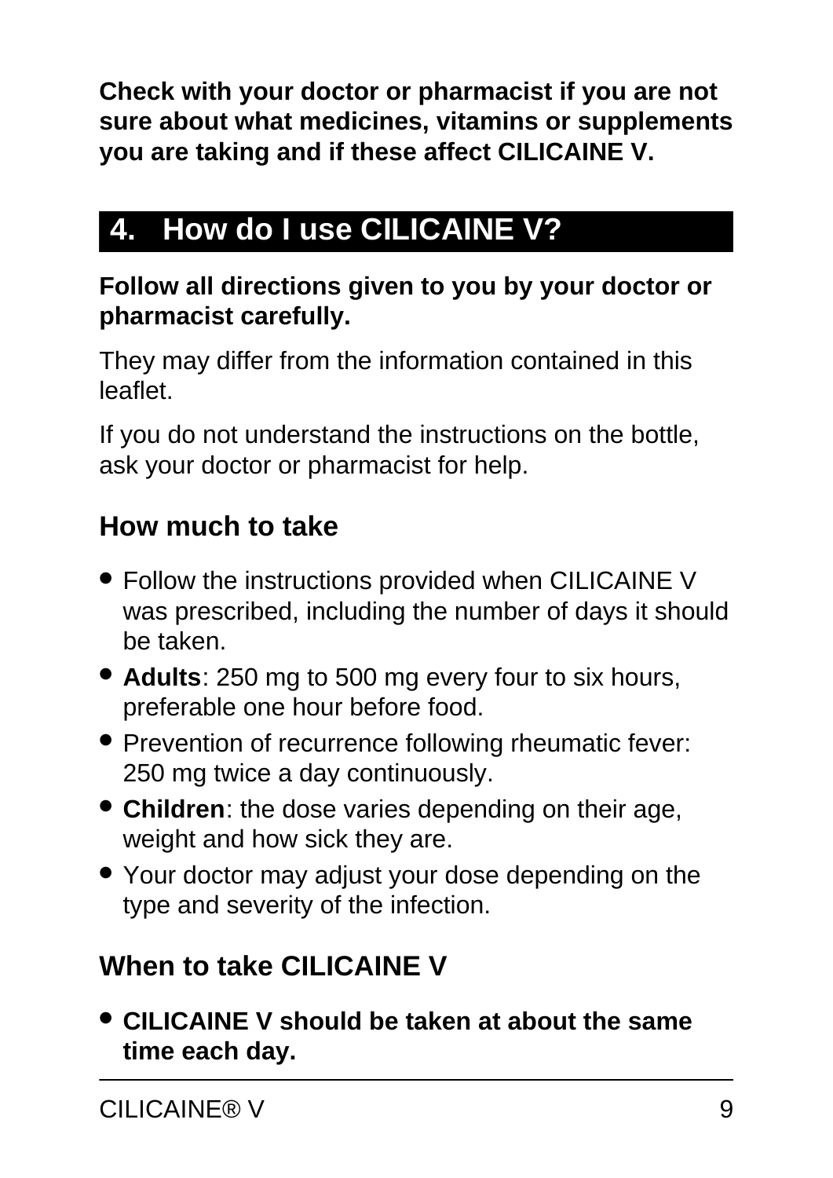**Check with your doctor or pharmacist if you are not sure about what medicines, vitamins or supplements you are taking and if these affect CILICAINE V.**

## 4. How do I use CILICAINE V?

**Follow all directions given to you by your doctor or pharmacist carefully.**

They may differ from the information contained in this leaflet.

If you do not understand the instructions on the bottle, ask your doctor or pharmacist for help.

### How much to take

- Follow the instructions provided when CILICAINE V was prescribed, including the number of days it should be taken.
- **Adults**: 250 mg to 500 mg every four to six hours, preferable one hour before food.
- Prevention of recurrence following rheumatic fever: 250 mg twice a day continuously.
- **Children**: the dose varies depending on their age, weight and how sick they are.
- Your doctor may adjust your dose depending on the type and severity of the infection.

### When to take CILICAINE V

- **CILICAINE V should be taken at about the same time each day.**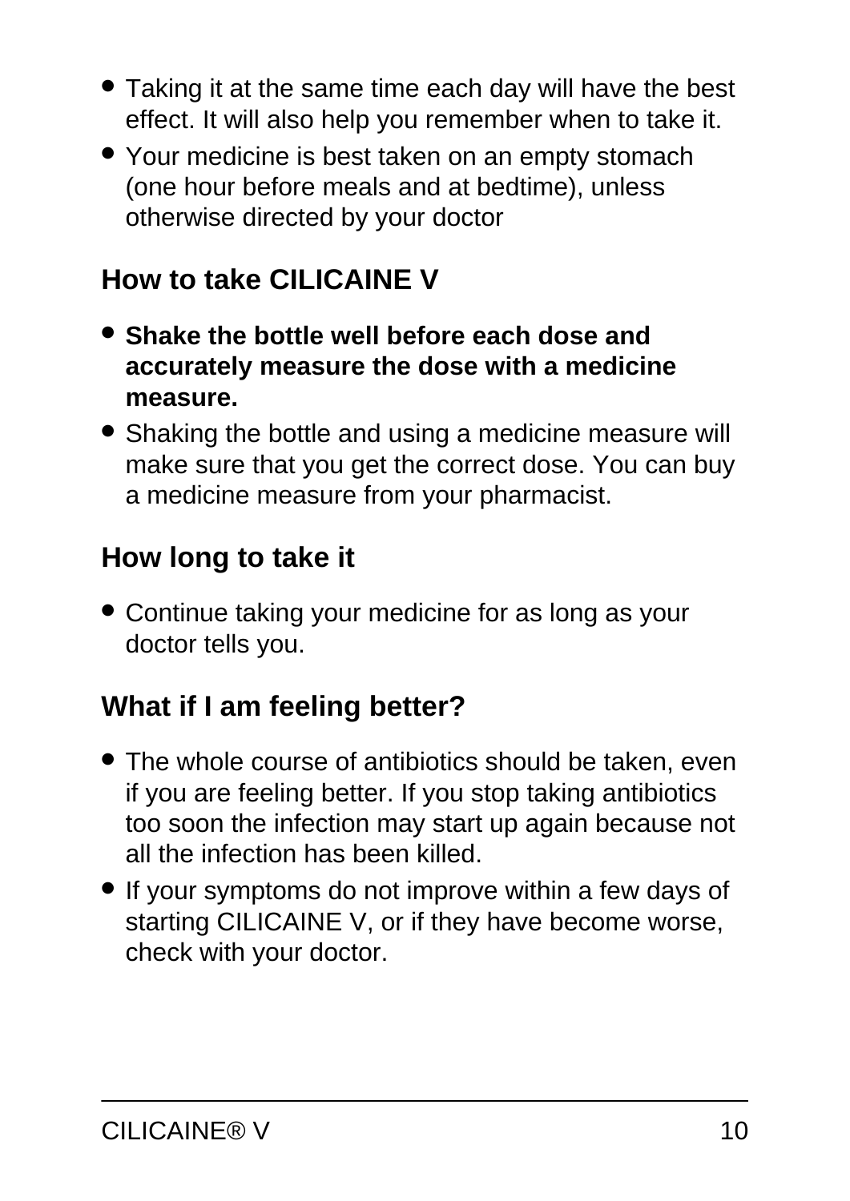- Taking it at the same time each day will have the best effect. It will also help you remember when to take it.
- Your medicine is best taken on an empty stomach (one hour before meals and at bedtime), unless otherwise directed by your doctor

## How to take CILICAINE V

- **Shake the bottle well before each dose and accurately measure the dose with a medicine measure.**
- Shaking the bottle and using a medicine measure will make sure that you get the correct dose. You can buy a medicine measure from your pharmacist.

## How long to take it

- Continue taking your medicine for as long as your doctor tells you.

## What if I am feeling better?

- The whole course of antibiotics should be taken, even if you are feeling better. If you stop taking antibiotics too soon the infection may start up again because not all the infection has been killed.
- If your symptoms do not improve within a few days of starting CILICAINE V, or if they have become worse, check with your doctor.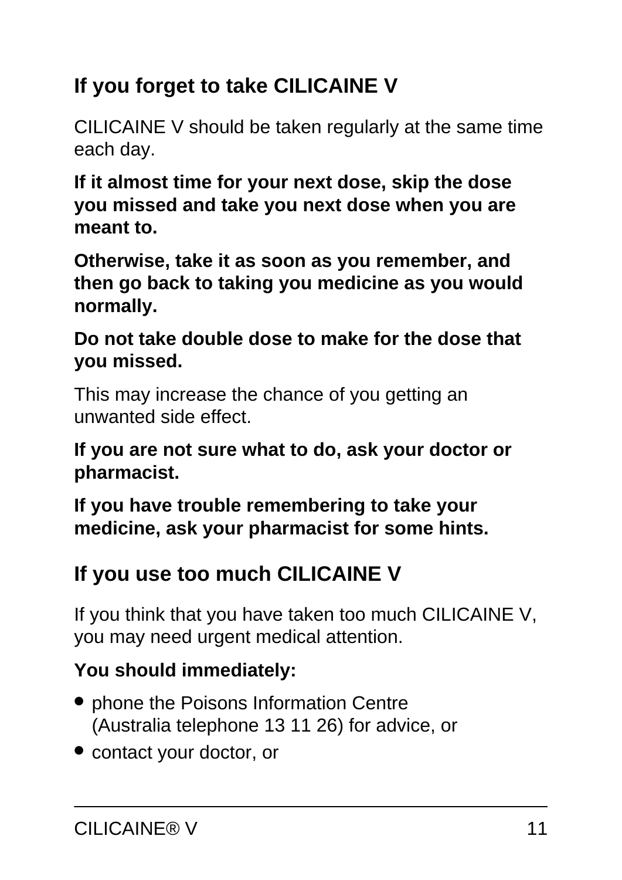## If you forget to take CILICAINE V

CILICAINE V should be taken regularly at the same time each day.

**If it almost time for your next dose, skip the dose you missed and take you next dose when you are meant to.**

**Otherwise, take it as soon as you remember, and then go back to taking you medicine as you would normally.**

**Do not take double dose to make for the dose that you missed.**

This may increase the chance of you getting an unwanted side effect.

**If you are not sure what to do, ask your doctor or pharmacist.**

**If you have trouble remembering to take your medicine, ask your pharmacist for some hints.**

## If you use too much CILICAINE V

If you think that you have taken too much CILICAINE V, you may need urgent medical attention.

**You should immediately:**

- phone the Poisons Information Centre (Australia telephone 13 11 26) for advice, or
- contact your doctor, or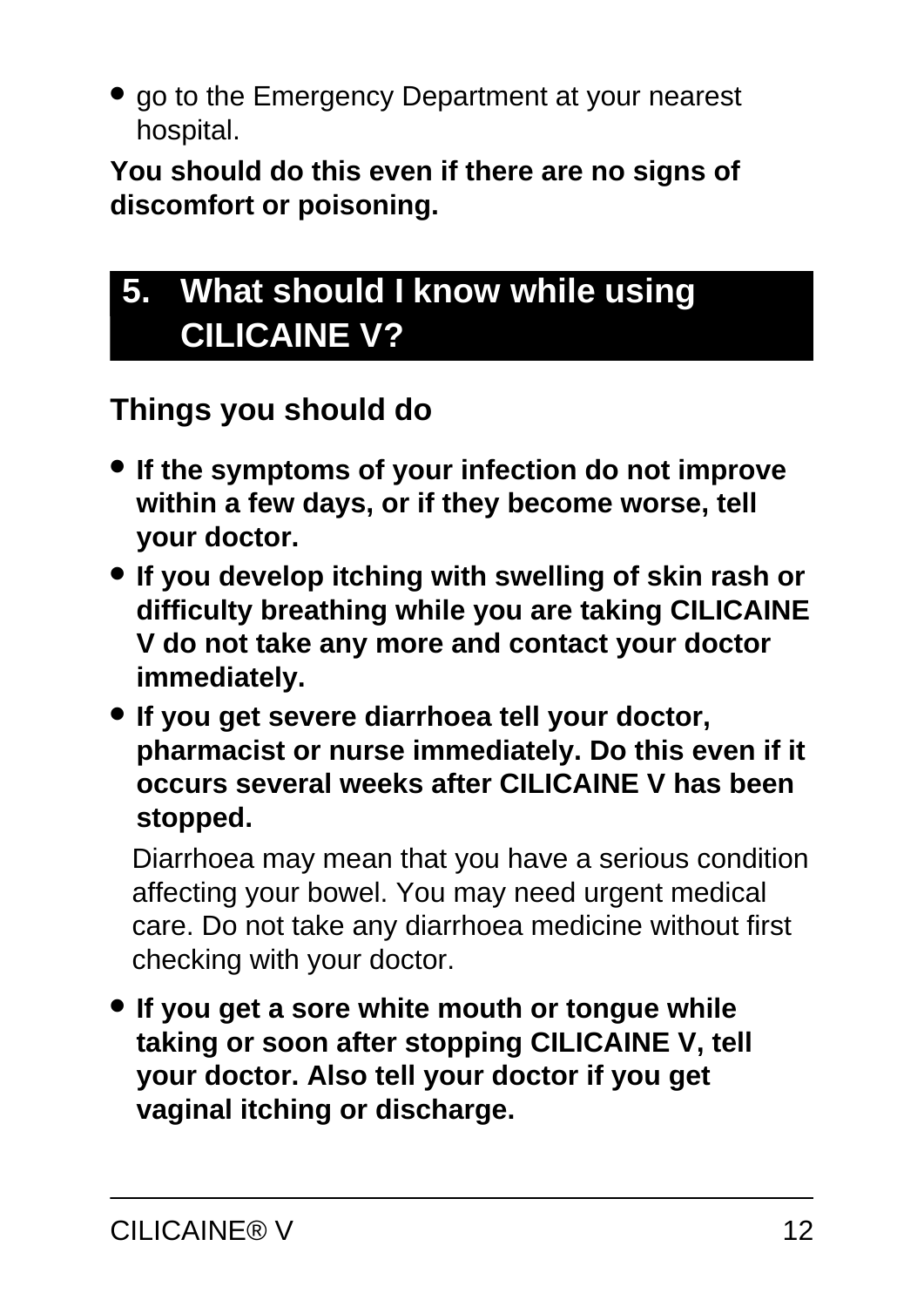- go to the Emergency Department at your nearest hospital.

**You should do this even if there are no signs of discomfort or poisoning.**

## 5. What should I know while using CILICAINE V?

### Things you should do

- **If the symptoms of your infection do not improve within a few days, or if they become worse, tell your doctor.**
- **If you develop itching with swelling of skin rash or difficulty breathing while you are taking CILICAINE V do not take any more and contact your doctor immediately.**
- **If you get severe diarrhoea tell your doctor, pharmacist or nurse immediately. Do this even if it occurs several weeks after CILICAINE V has been stopped.**

  Diarrhoea may mean that you have a serious condition affecting your bowel. You may need urgent medical care. Do not take any diarrhoea medicine without first checking with your doctor.

- **If you get a sore white mouth or tongue while taking or soon after stopping CILICAINE V, tell your doctor. Also tell your doctor if you get vaginal itching or discharge.**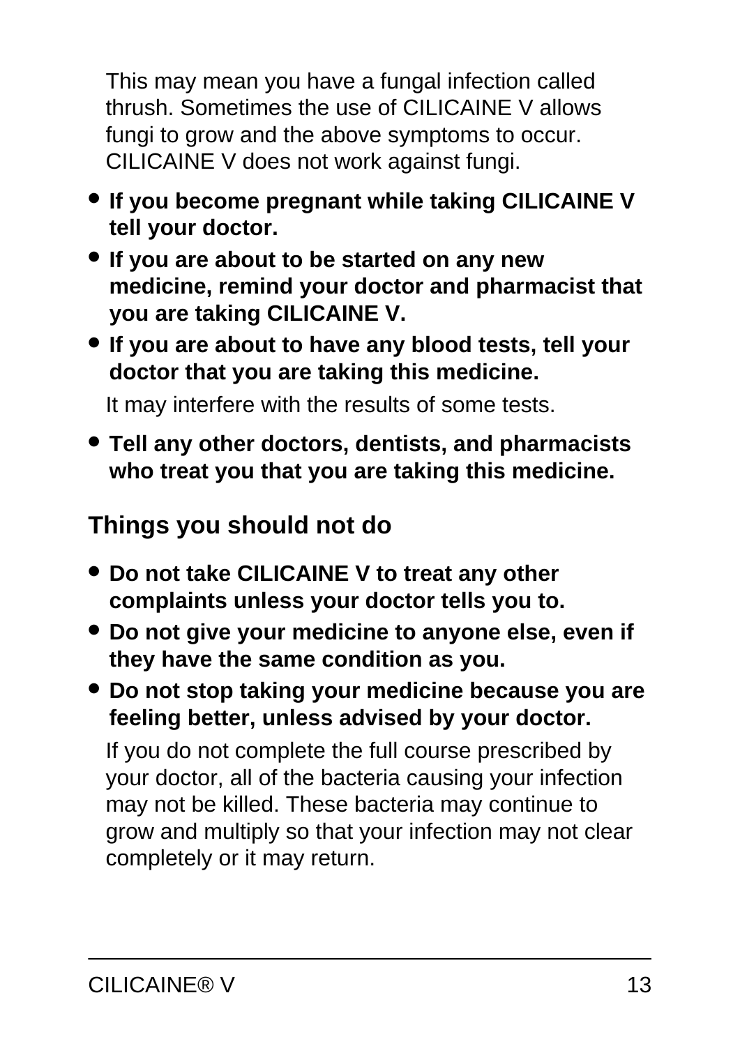This may mean you have a fungal infection called thrush. Sometimes the use of CILICAINE V allows fungi to grow and the above symptoms to occur. CILICAINE V does not work against fungi.

- **If you become pregnant while taking CILICAINE V tell your doctor.**
- **If you are about to be started on any new medicine, remind your doctor and pharmacist that you are taking CILICAINE V.**
- **If you are about to have any blood tests, tell your doctor that you are taking this medicine.**

  It may interfere with the results of some tests.

- **Tell any other doctors, dentists, and pharmacists who treat you that you are taking this medicine.**

### Things you should not do

- **Do not take CILICAINE V to treat any other complaints unless your doctor tells you to.**
- **Do not give your medicine to anyone else, even if they have the same condition as you.**
- **Do not stop taking your medicine because you are feeling better, unless advised by your doctor.**

  If you do not complete the full course prescribed by your doctor, all of the bacteria causing your infection may not be killed. These bacteria may continue to grow and multiply so that your infection may not clear completely or it may return.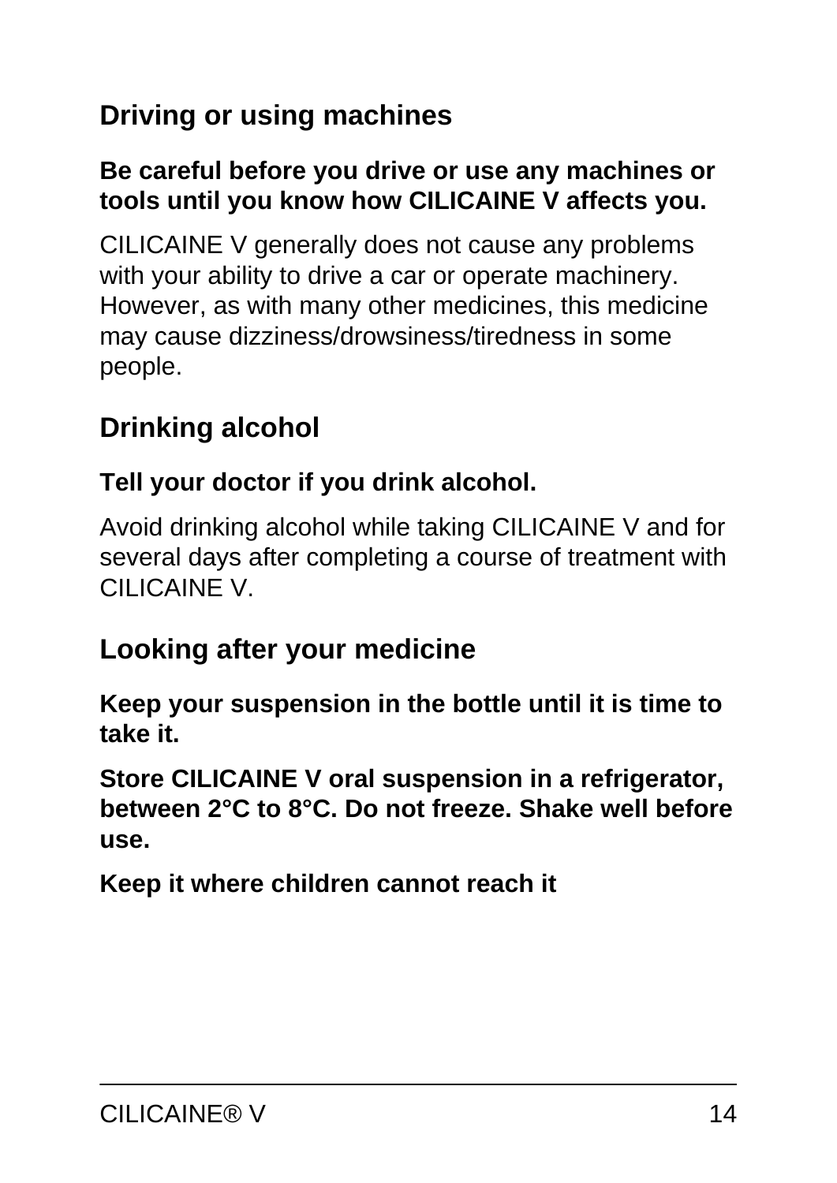### Driving or using machines

**Be careful before you drive or use any machines or tools until you know how CILICAINE V affects you.**

CILICAINE V generally does not cause any problems with your ability to drive a car or operate machinery. However, as with many other medicines, this medicine may cause dizziness/drowsiness/tiredness in some people.

### Drinking alcohol

**Tell your doctor if you drink alcohol.**

Avoid drinking alcohol while taking CILICAINE V and for several days after completing a course of treatment with CILICAINE V.

### Looking after your medicine

**Keep your suspension in the bottle until it is time to take it.**

**Store CILICAINE V oral suspension in a refrigerator, between 2°C to 8°C. Do not freeze. Shake well before use.**

**Keep it where children cannot reach it**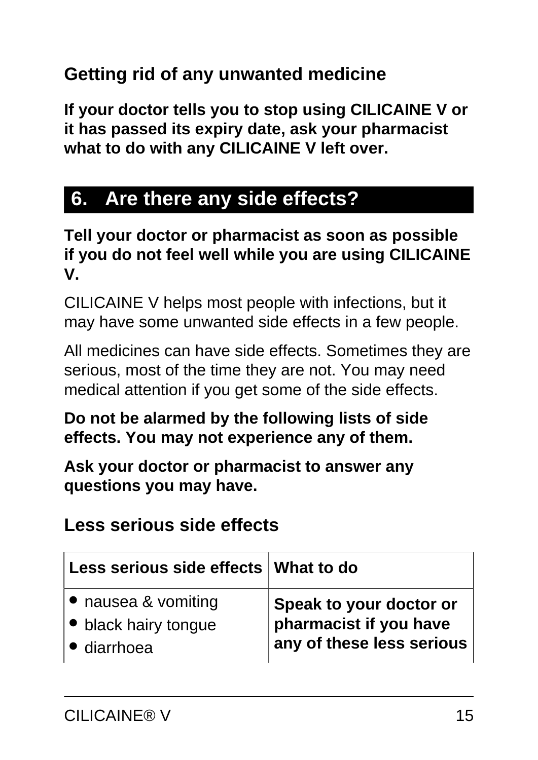### Getting rid of any unwanted medicine

**If your doctor tells you to stop using CILICAINE V or it has passed its expiry date, ask your pharmacist what to do with any CILICAINE V left over.**

## 6. Are there any side effects?

**Tell your doctor or pharmacist as soon as possible if you do not feel well while you are using CILICAINE V.**

CILICAINE V helps most people with infections, but it may have some unwanted side effects in a few people.

All medicines can have side effects. Sometimes they are serious, most of the time they are not. You may need medical attention if you get some of the side effects.

**Do not be alarmed by the following lists of side effects. You may not experience any of them.**

**Ask your doctor or pharmacist to answer any questions you may have.**

### Less serious side effects

| Less serious side effects | What to do |
| --- | --- |
| • nausea & vomiting<br>• black hairy tongue<br>• diarrhoea | **Speak to your doctor or pharmacist if you have any of these less serious** |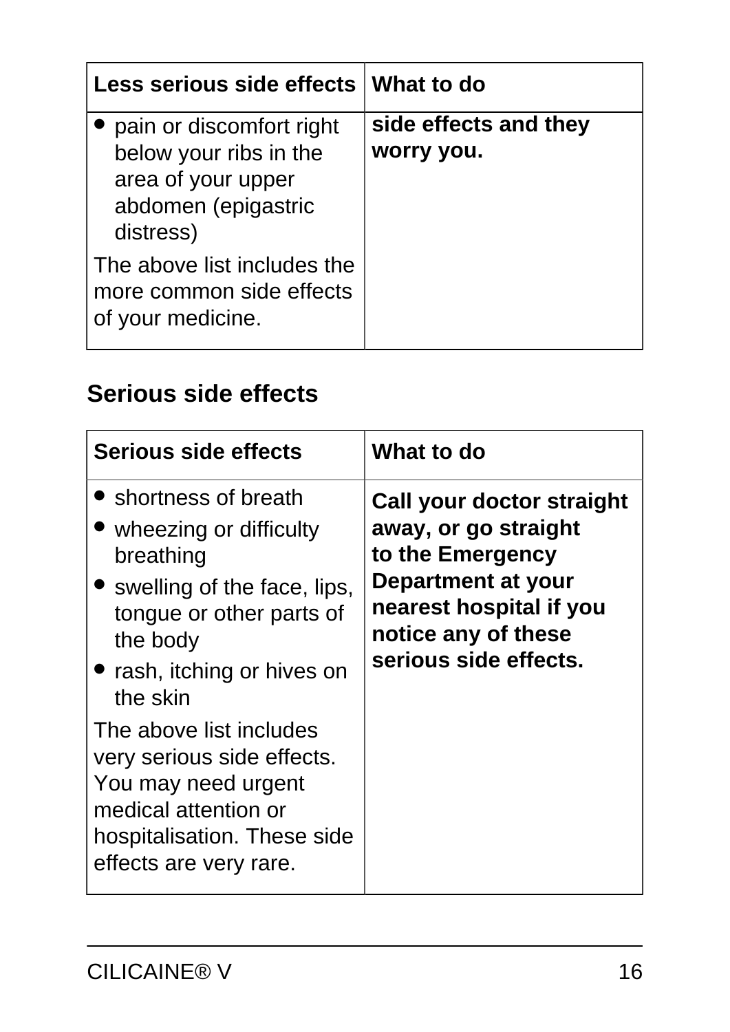| Less serious side effects | What to do |
| --- | --- |
| • pain or discomfort right below your ribs in the area of your upper abdomen (epigastric distress)<br><br>The above list includes the more common side effects of your medicine. | **side effects and they worry you.** |

## Serious side effects

| Serious side effects | What to do |
| --- | --- |
| • shortness of breath<br>• wheezing or difficulty breathing<br>• swelling of the face, lips, tongue or other parts of the body<br>• rash, itching or hives on the skin<br><br>The above list includes very serious side effects. You may need urgent medical attention or hospitalisation. These side effects are very rare. | **Call your doctor straight away, or go straight to the Emergency Department at your nearest hospital if you notice any of these serious side effects.** |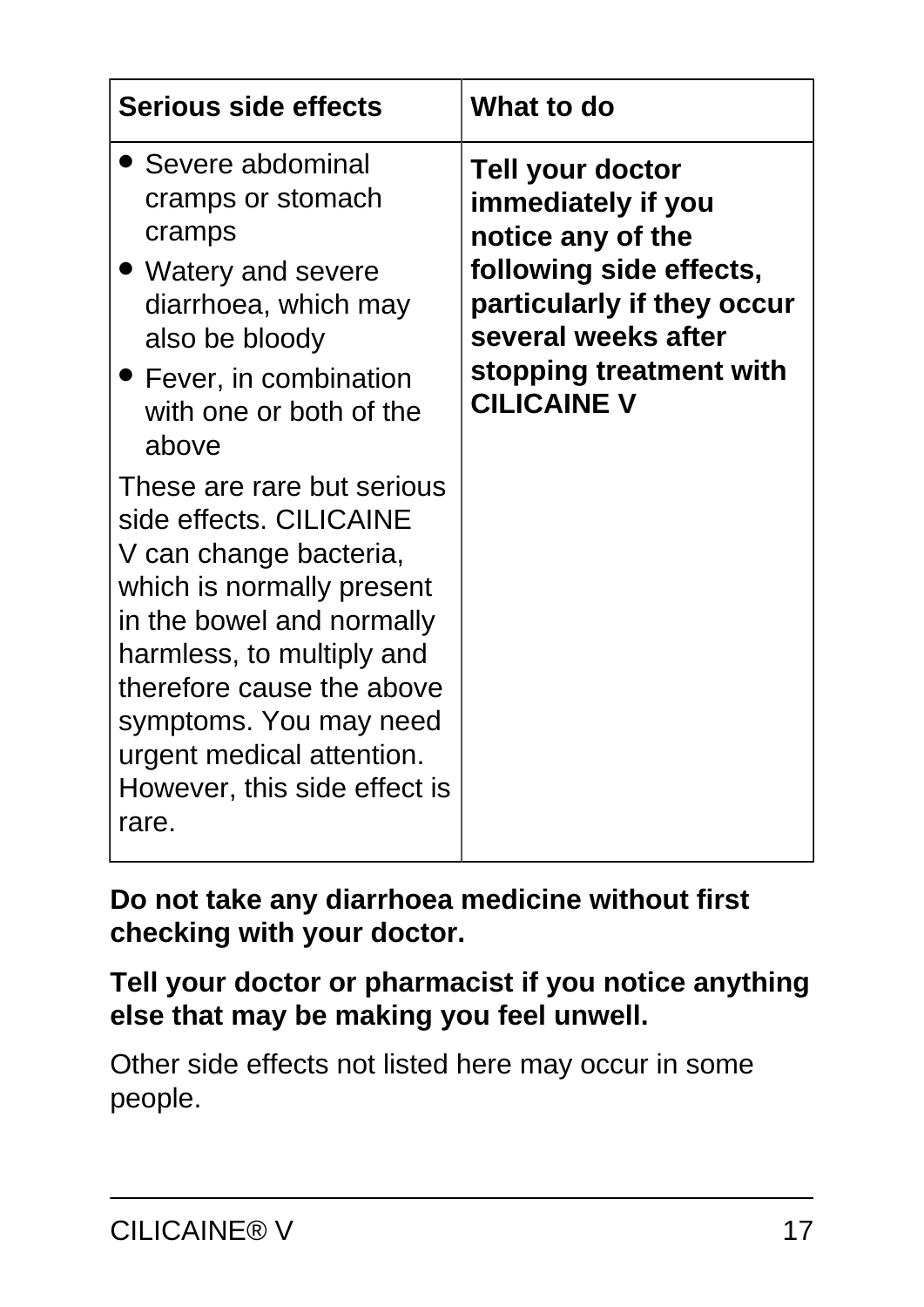| Serious side effects | What to do |
| --- | --- |
| • Severe abdominal cramps or stomach cramps<br>• Watery and severe diarrhoea, which may also be bloody<br>• Fever, in combination with one or both of the above<br><br>These are rare but serious side effects. CILICAINE V can change bacteria, which is normally present in the bowel and normally harmless, to multiply and therefore cause the above symptoms. You may need urgent medical attention. However, this side effect is rare. | **Tell your doctor immediately if you notice any of the following side effects, particularly if they occur several weeks after stopping treatment with CILICAINE V** |

**Do not take any diarrhoea medicine without first checking with your doctor.**

**Tell your doctor or pharmacist if you notice anything else that may be making you feel unwell.**

Other side effects not listed here may occur in some people.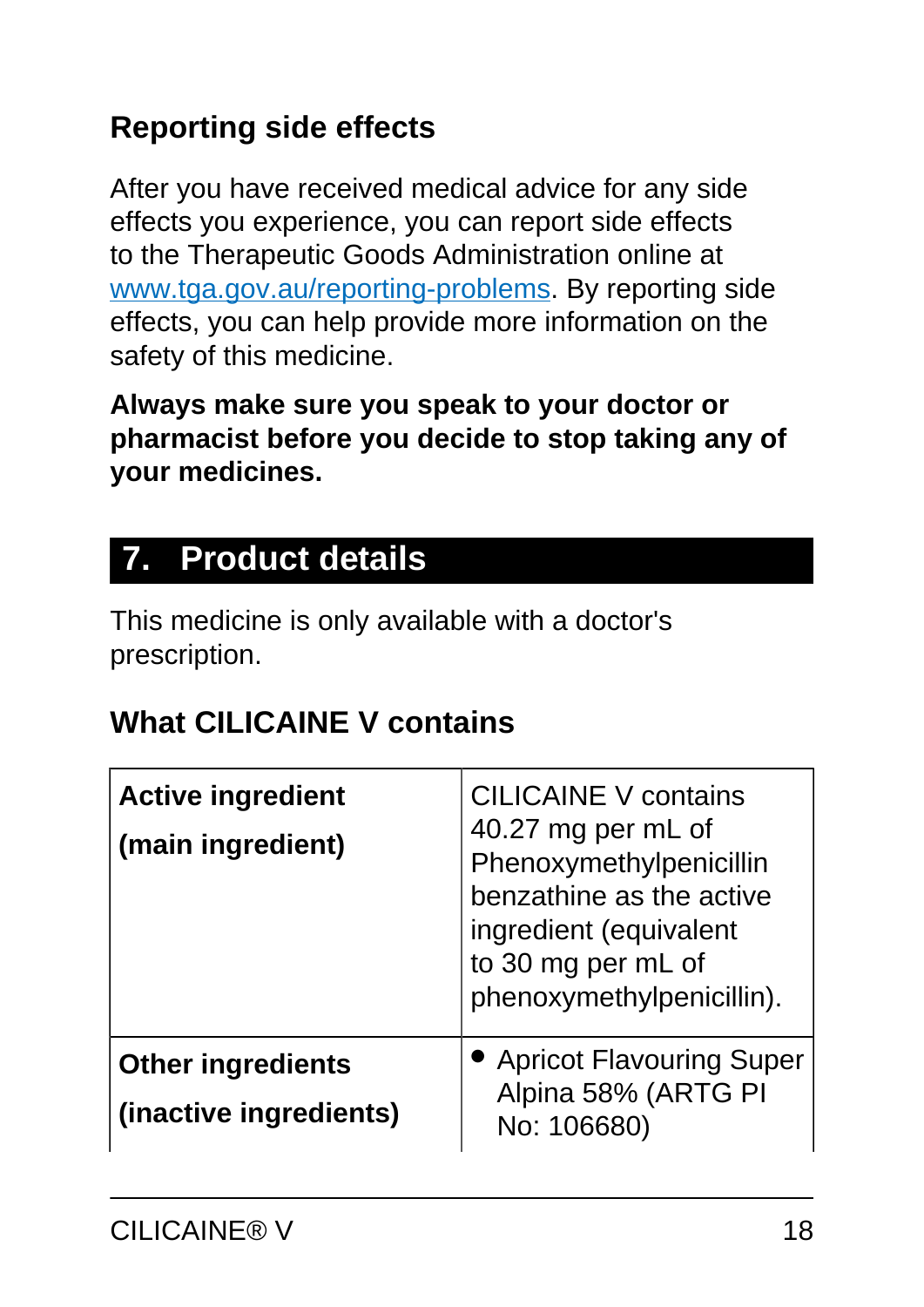### Reporting side effects

After you have received medical advice for any side effects you experience, you can report side effects to the Therapeutic Goods Administration online at [www.tga.gov.au/reporting-problems](http://www.tga.gov.au/reporting-problems). By reporting side effects, you can help provide more information on the safety of this medicine.

**Always make sure you speak to your doctor or pharmacist before you decide to stop taking any of your medicines.**

## 7. Product details

This medicine is only available with a doctor's prescription.

### What CILICAINE V contains

| | |
|---|---|
| **Active ingredient** **(main ingredient)** | CILICAINE V contains 40.27 mg per mL of Phenoxymethylpenicillin benzathine as the active ingredient (equivalent to 30 mg per mL of phenoxymethylpenicillin). |
| **Other ingredients** **(inactive ingredients)** | • Apricot Flavouring Super Alpina 58% (ARTG PI No: 106680) |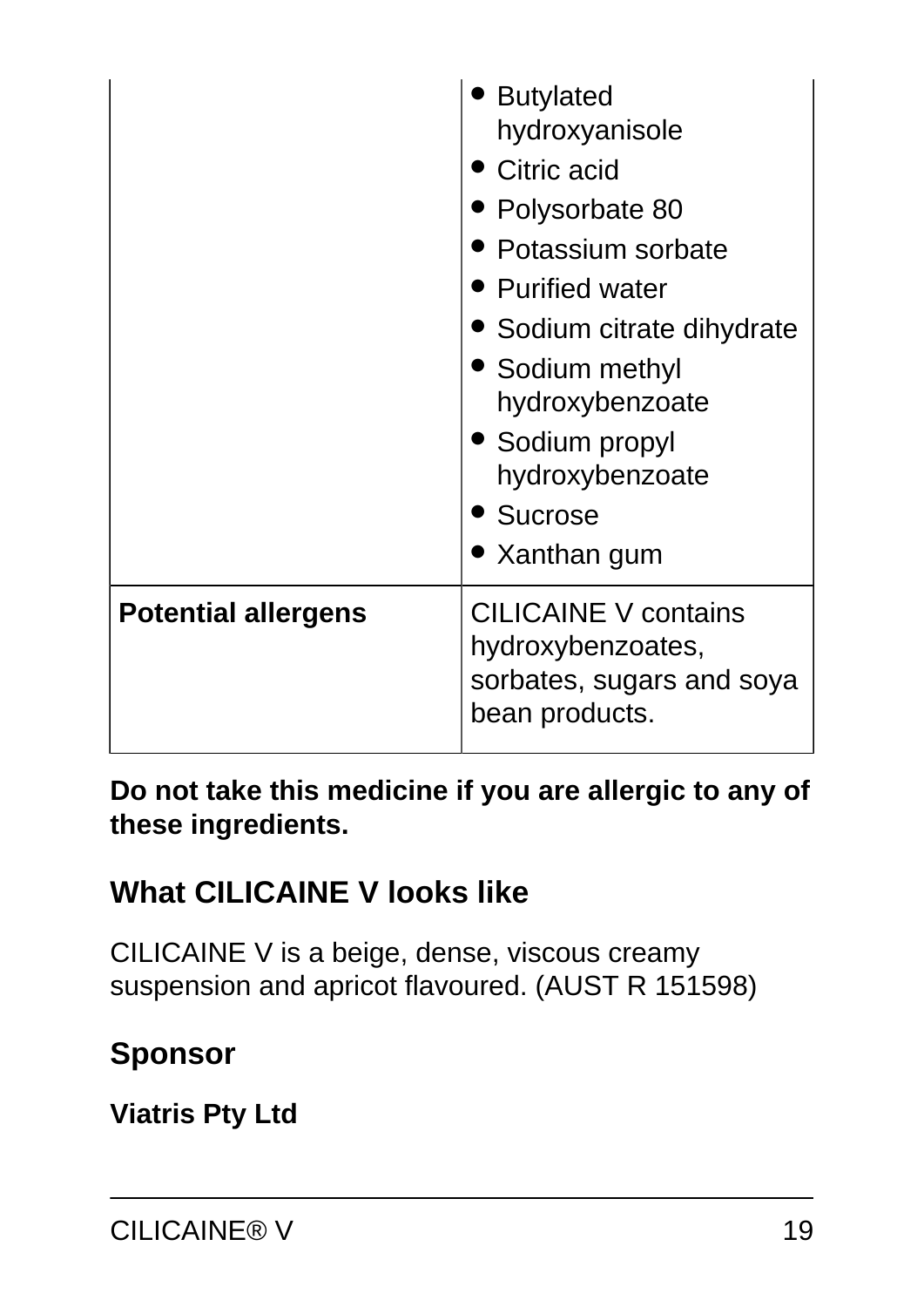| | |
|---|---|
| | • Butylated hydroxyanisole<br>• Citric acid<br>• Polysorbate 80<br>• Potassium sorbate<br>• Purified water<br>• Sodium citrate dihydrate<br>• Sodium methyl hydroxybenzoate<br>• Sodium propyl hydroxybenzoate<br>• Sucrose<br>• Xanthan gum |
| **Potential allergens** | CILICAINE V contains hydroxybenzoates, sorbates, sugars and soya bean products. |

**Do not take this medicine if you are allergic to any of these ingredients.**

## What CILICAINE V looks like

CILICAINE V is a beige, dense, viscous creamy suspension and apricot flavoured. (AUST R 151598)

## Sponsor

**Viatris Pty Ltd**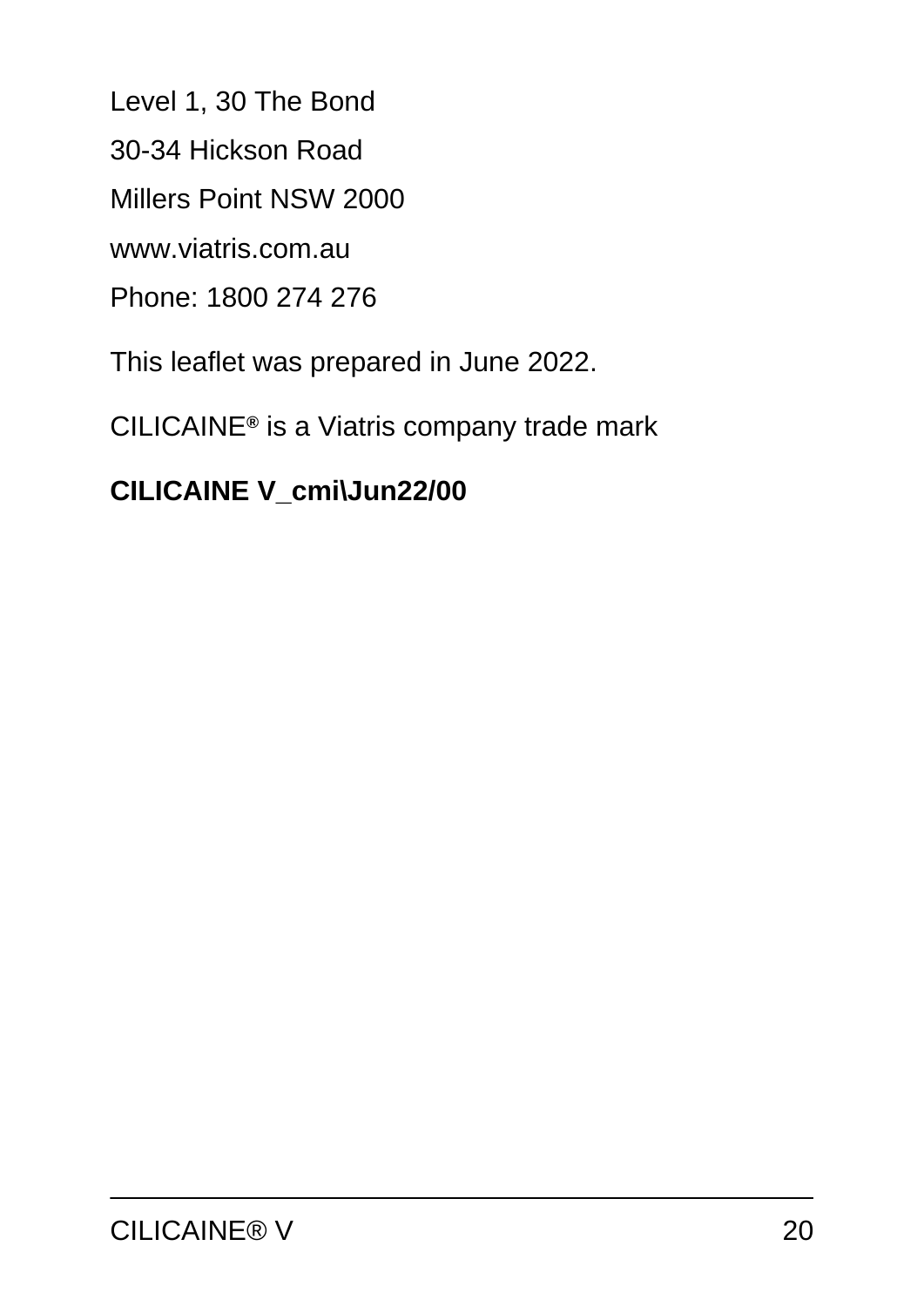Level 1, 30 The Bond

30-34 Hickson Road

Millers Point NSW 2000

www.viatris.com.au

Phone: 1800 274 276

This leaflet was prepared in June 2022.

CILICAINE® is a Viatris company trade mark

**CILICAINE V_cmi\Jun22/00**